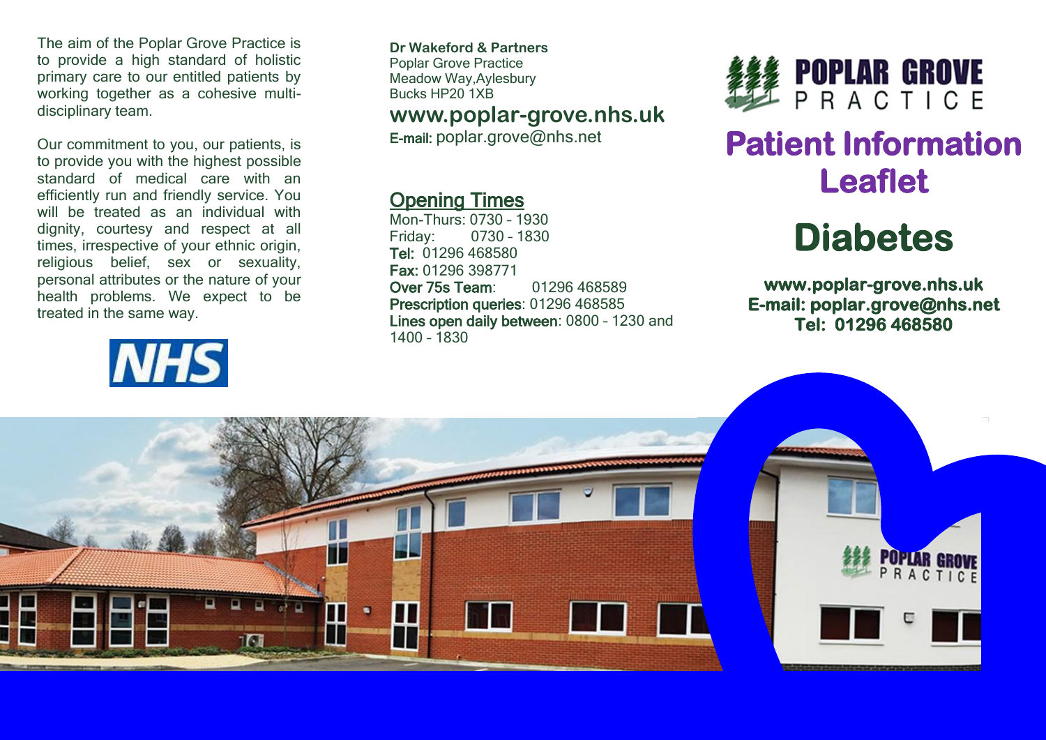The aim of the Poplar Grove Practice is to provide a high standard of holistic primary care to our entitled patients by working together as a cohesive multi-disciplinary team.

Our commitment to you, our patients, is to provide you with the highest possible standard of medical care with an efficiently run and friendly service. You will be treated as an individual with dignity, courtesy and respect at all times, irrespective of your ethnic origin, religious belief, sex or sexuality, personal attributes or the nature of your health problems. We expect to be treated in the same way.

NHS

**Dr Wakeford & Partners**
Poplar Grove Practice
Meadow Way,Aylesbury
Bucks HP20 1XB

**www.poplar-grove.nhs.uk**

**E-mail:** poplar.grove@nhs.net

## Opening Times

Mon-Thurs: 0730 – 1930
Friday: 0730 – 1830
**Tel:** 01296 468580
**Fax:** 01296 398771
**Over 75s Team**: 01296 468589
**Prescription queries**: 01296 468585
**Lines open daily between**: 0800 – 1230 and 1400 – 1830

POPLAR GROVE PRACTICE

# Patient Information Leaflet

# Diabetes

**www.poplar-grove.nhs.uk**
**E-mail: poplar.grove@nhs.net**
**Tel: 01296 468580**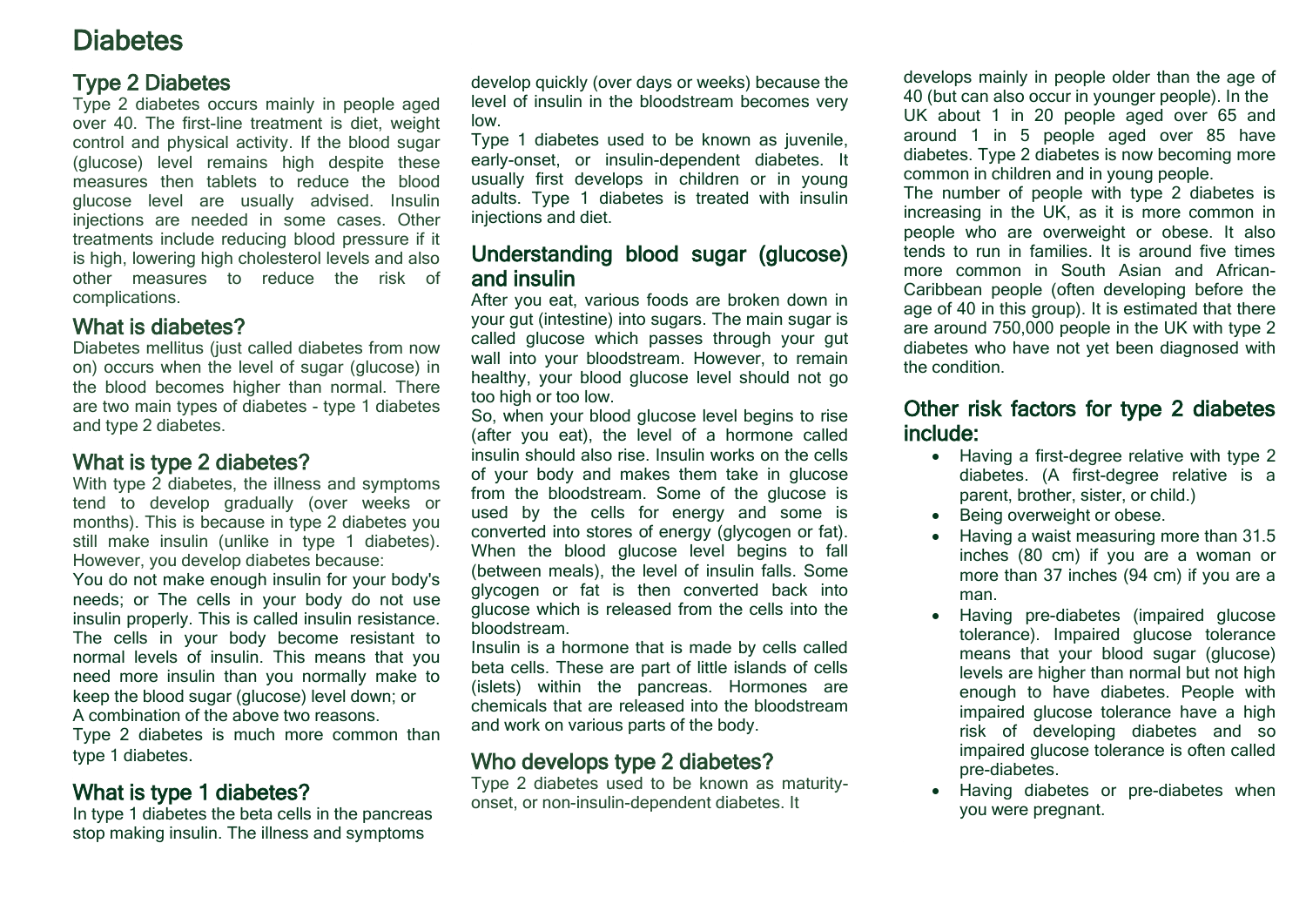# Diabetes

## Type 2 Diabetes

Type 2 diabetes occurs mainly in people aged over 40. The first-line treatment is diet, weight control and physical activity. If the blood sugar (glucose) level remains high despite these measures then tablets to reduce the blood glucose level are usually advised. Insulin injections are needed in some cases. Other treatments include reducing blood pressure if it is high, lowering high cholesterol levels and also other measures to reduce the risk of complications.

## What is diabetes?

Diabetes mellitus (just called diabetes from now on) occurs when the level of sugar (glucose) in the blood becomes higher than normal. There are two main types of diabetes - type 1 diabetes and type 2 diabetes.

## What is type 2 diabetes?

With type 2 diabetes, the illness and symptoms tend to develop gradually (over weeks or months). This is because in type 2 diabetes you still make insulin (unlike in type 1 diabetes). However, you develop diabetes because:

You do not make enough insulin for your body's needs; or The cells in your body do not use insulin properly. This is called insulin resistance. The cells in your body become resistant to normal levels of insulin. This means that you need more insulin than you normally make to keep the blood sugar (glucose) level down; or

A combination of the above two reasons.

Type 2 diabetes is much more common than type 1 diabetes.

## What is type 1 diabetes?

In type 1 diabetes the beta cells in the pancreas stop making insulin. The illness and symptoms develop quickly (over days or weeks) because the level of insulin in the bloodstream becomes very low.

Type 1 diabetes used to be known as juvenile, early-onset, or insulin-dependent diabetes. It usually first develops in children or in young adults. Type 1 diabetes is treated with insulin injections and diet.

## Understanding blood sugar (glucose) and insulin

After you eat, various foods are broken down in your gut (intestine) into sugars. The main sugar is called glucose which passes through your gut wall into your bloodstream. However, to remain healthy, your blood glucose level should not go too high or too low.

So, when your blood glucose level begins to rise (after you eat), the level of a hormone called insulin should also rise. Insulin works on the cells of your body and makes them take in glucose from the bloodstream. Some of the glucose is used by the cells for energy and some is converted into stores of energy (glycogen or fat). When the blood glucose level begins to fall (between meals), the level of insulin falls. Some glycogen or fat is then converted back into glucose which is released from the cells into the bloodstream.

Insulin is a hormone that is made by cells called beta cells. These are part of little islands of cells (islets) within the pancreas. Hormones are chemicals that are released into the bloodstream and work on various parts of the body.

## Who develops type 2 diabetes?

Type 2 diabetes used to be known as maturity-onset, or non-insulin-dependent diabetes. It develops mainly in people older than the age of 40 (but can also occur in younger people). In the UK about 1 in 20 people aged over 65 and around 1 in 5 people aged over 85 have diabetes. Type 2 diabetes is now becoming more common in children and in young people.

The number of people with type 2 diabetes is increasing in the UK, as it is more common in people who are overweight or obese. It also tends to run in families. It is around five times more common in South Asian and African-Caribbean people (often developing before the age of 40 in this group). It is estimated that there are around 750,000 people in the UK with type 2 diabetes who have not yet been diagnosed with the condition.

## Other risk factors for type 2 diabetes include:

- Having a first-degree relative with type 2 diabetes. (A first-degree relative is a parent, brother, sister, or child.)
- Being overweight or obese.
- Having a waist measuring more than 31.5 inches (80 cm) if you are a woman or more than 37 inches (94 cm) if you are a man.
- Having pre-diabetes (impaired glucose tolerance). Impaired glucose tolerance means that your blood sugar (glucose) levels are higher than normal but not high enough to have diabetes. People with impaired glucose tolerance have a high risk of developing diabetes and so impaired glucose tolerance is often called pre-diabetes.
- Having diabetes or pre-diabetes when you were pregnant.